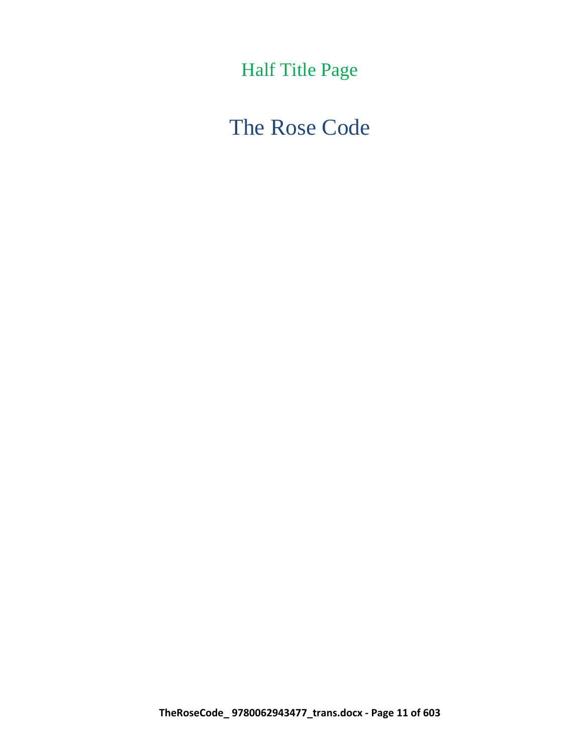Half Title Page

# The Rose Code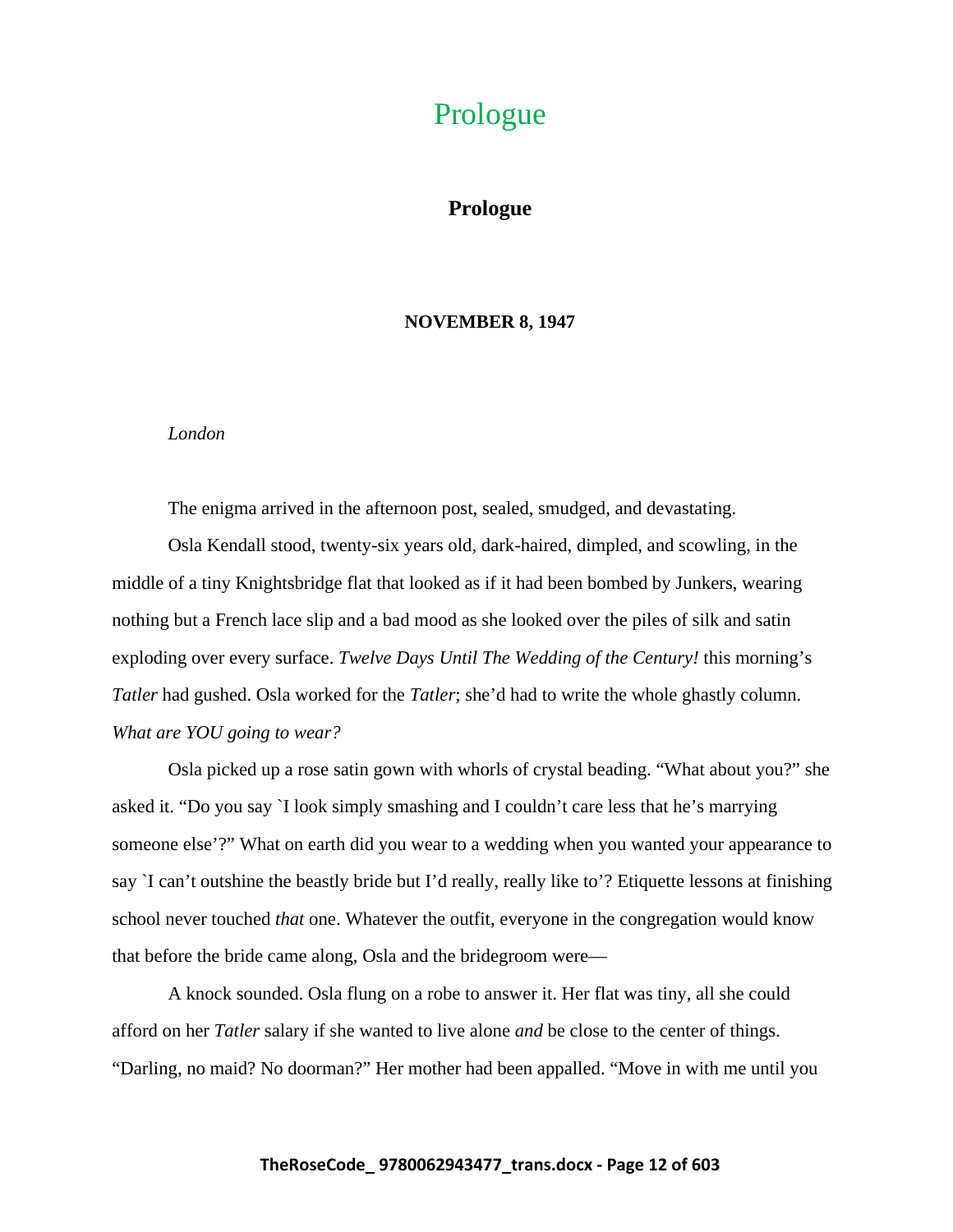# Prologue

## Prologue

**NOVEMBER 8, 1947**

*London*

The enigma arrived in the afternoon post, sealed, smudged, and devastating.

Osla Kendall stood, twenty-six years old, dark-haired, dimpled, and scowling, in the middle of a tiny Knightsbridge flat that looked as if it had been bombed by Junkers, wearing nothing but a French lace slip and a bad mood as she looked over the piles of silk and satin exploding over every surface. *Twelve Days Until The Wedding of the Century!* this morning's *Tatler* had gushed. Osla worked for the *Tatler*; she'd had to write the whole ghastly column. *What are YOU going to wear?*

Osla picked up a rose satin gown with whorls of crystal beading. "What about you?" she asked it. "Do you say `I look simply smashing and I couldn't care less that he's marrying someone else'?" What on earth did you wear to a wedding when you wanted your appearance to say `I can't outshine the beastly bride but I'd really, really like to'? Etiquette lessons at finishing school never touched *that* one. Whatever the outfit, everyone in the congregation would know that before the bride came along, Osla and the bridegroom were—

A knock sounded. Osla flung on a robe to answer it. Her flat was tiny, all she could afford on her *Tatler* salary if she wanted to live alone *and* be close to the center of things. "Darling, no maid? No doorman?" Her mother had been appalled. "Move in with me until you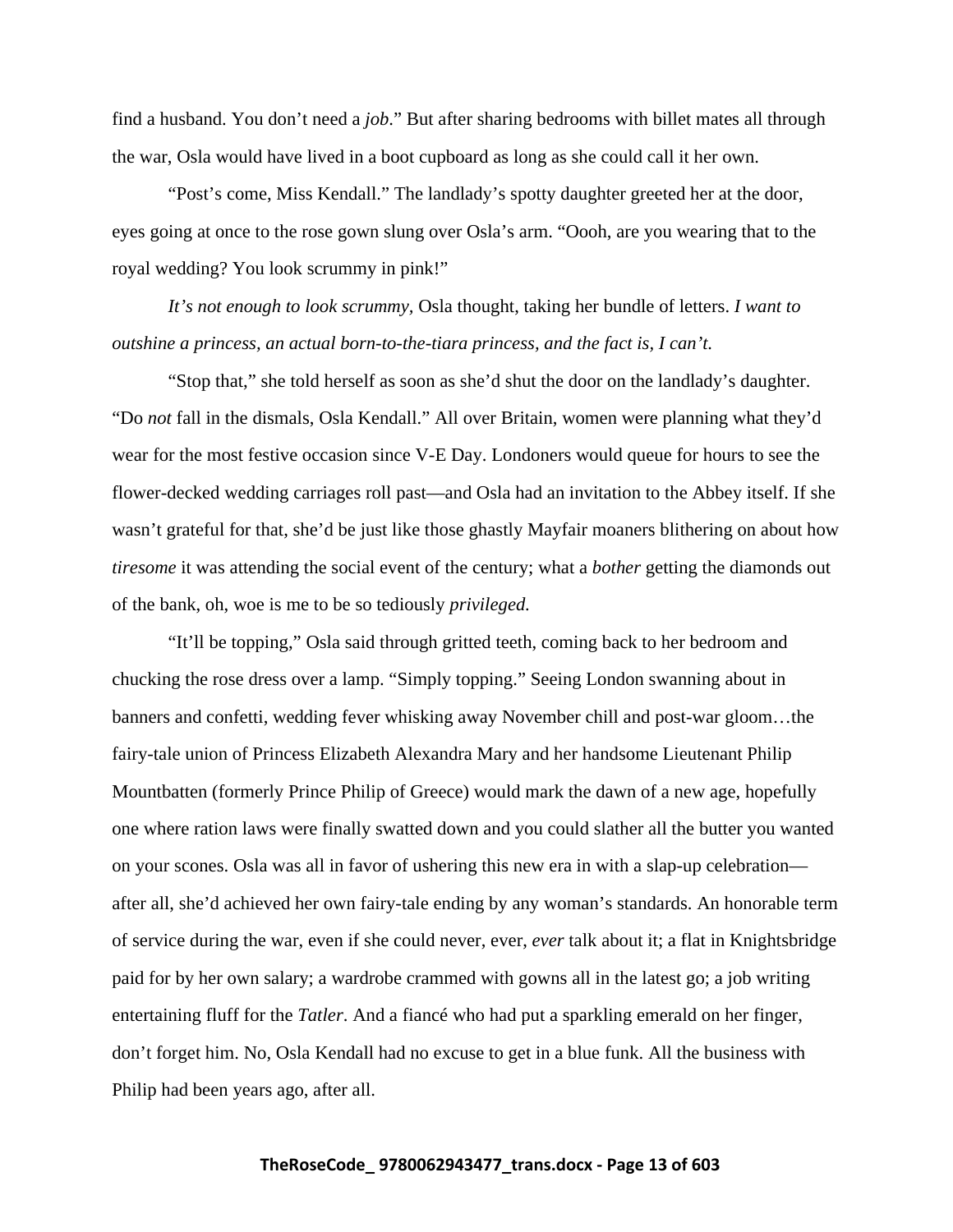find a husband. You don't need a *job*." But after sharing bedrooms with billet mates all through the war, Osla would have lived in a boot cupboard as long as she could call it her own.

"Post's come, Miss Kendall." The landlady's spotty daughter greeted her at the door, eyes going at once to the rose gown slung over Osla's arm. "Oooh, are you wearing that to the royal wedding? You look scrummy in pink!"

*It's not enough to look scrummy,* Osla thought, taking her bundle of letters. *I want to outshine a princess, an actual born-to-the-tiara princess, and the fact is, I can't.*

"Stop that," she told herself as soon as she'd shut the door on the landlady's daughter. "Do *not* fall in the dismals, Osla Kendall." All over Britain, women were planning what they'd wear for the most festive occasion since V-E Day. Londoners would queue for hours to see the flower-decked wedding carriages roll past—and Osla had an invitation to the Abbey itself. If she wasn't grateful for that, she'd be just like those ghastly Mayfair moaners blithering on about how *tiresome* it was attending the social event of the century; what a *bother* getting the diamonds out of the bank, oh, woe is me to be so tediously *privileged.*

"It'll be topping," Osla said through gritted teeth, coming back to her bedroom and chucking the rose dress over a lamp. "Simply topping." Seeing London swanning about in banners and confetti, wedding fever whisking away November chill and post-war gloom…the fairy-tale union of Princess Elizabeth Alexandra Mary and her handsome Lieutenant Philip Mountbatten (formerly Prince Philip of Greece) would mark the dawn of a new age, hopefully one where ration laws were finally swatted down and you could slather all the butter you wanted on your scones. Osla was all in favor of ushering this new era in with a slap-up celebration—after all, she'd achieved her own fairy-tale ending by any woman's standards. An honorable term of service during the war, even if she could never, ever, *ever* talk about it; a flat in Knightsbridge paid for by her own salary; a wardrobe crammed with gowns all in the latest go; a job writing entertaining fluff for the *Tatler*. And a fiancé who had put a sparkling emerald on her finger, don't forget him. No, Osla Kendall had no excuse to get in a blue funk. All the business with Philip had been years ago, after all.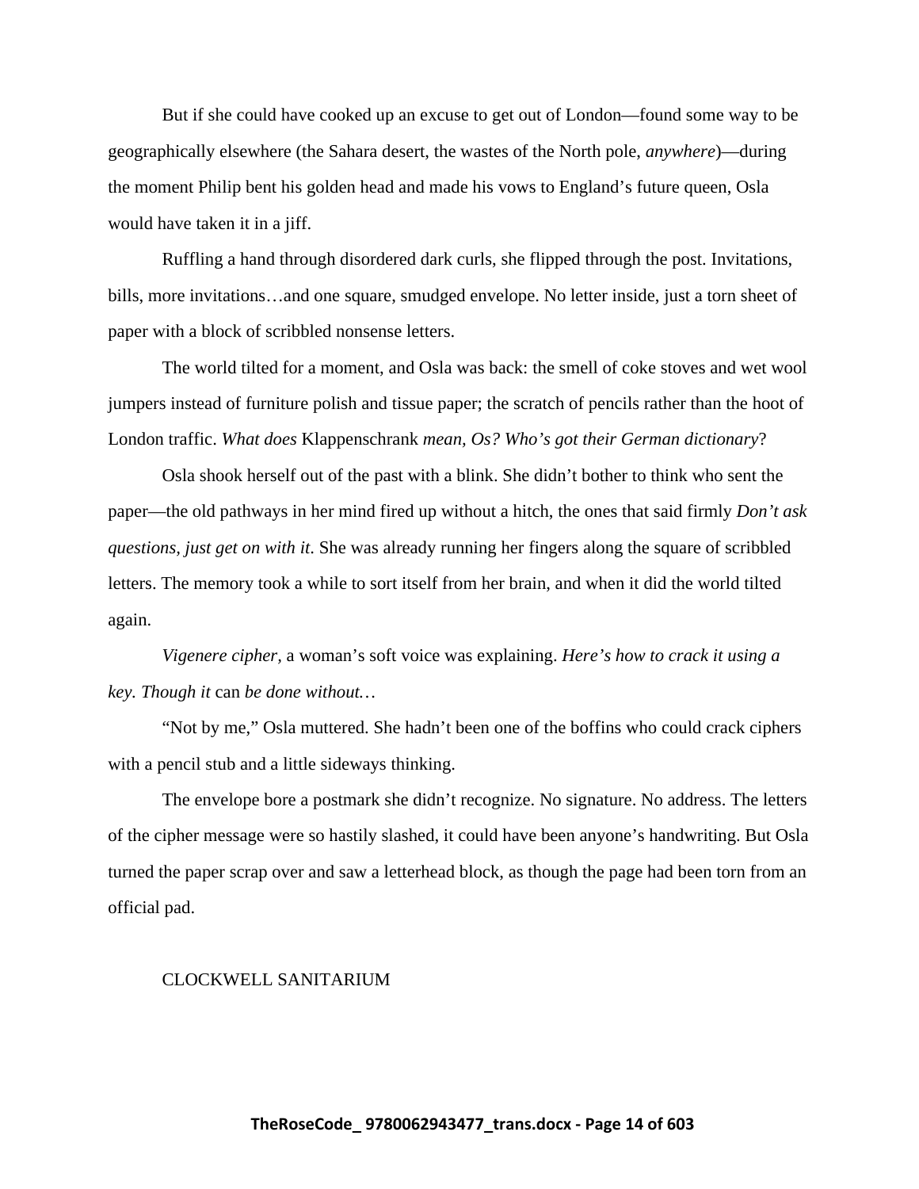But if she could have cooked up an excuse to get out of London—found some way to be geographically elsewhere (the Sahara desert, the wastes of the North pole, *anywhere*)—during the moment Philip bent his golden head and made his vows to England's future queen, Osla would have taken it in a jiff.

Ruffling a hand through disordered dark curls, she flipped through the post. Invitations, bills, more invitations…and one square, smudged envelope. No letter inside, just a torn sheet of paper with a block of scribbled nonsense letters.

The world tilted for a moment, and Osla was back: the smell of coke stoves and wet wool jumpers instead of furniture polish and tissue paper; the scratch of pencils rather than the hoot of London traffic. *What does* Klappenschrank *mean, Os? Who's got their German dictionary*?

Osla shook herself out of the past with a blink. She didn't bother to think who sent the paper—the old pathways in her mind fired up without a hitch, the ones that said firmly *Don't ask questions, just get on with it*. She was already running her fingers along the square of scribbled letters. The memory took a while to sort itself from her brain, and when it did the world tilted again.

*Vigenere cipher*, a woman's soft voice was explaining. *Here's how to crack it using a key. Though it* can *be done without…*

"Not by me," Osla muttered. She hadn't been one of the boffins who could crack ciphers with a pencil stub and a little sideways thinking.

The envelope bore a postmark she didn't recognize. No signature. No address. The letters of the cipher message were so hastily slashed, it could have been anyone's handwriting. But Osla turned the paper scrap over and saw a letterhead block, as though the page had been torn from an official pad.

CLOCKWELL SANITARIUM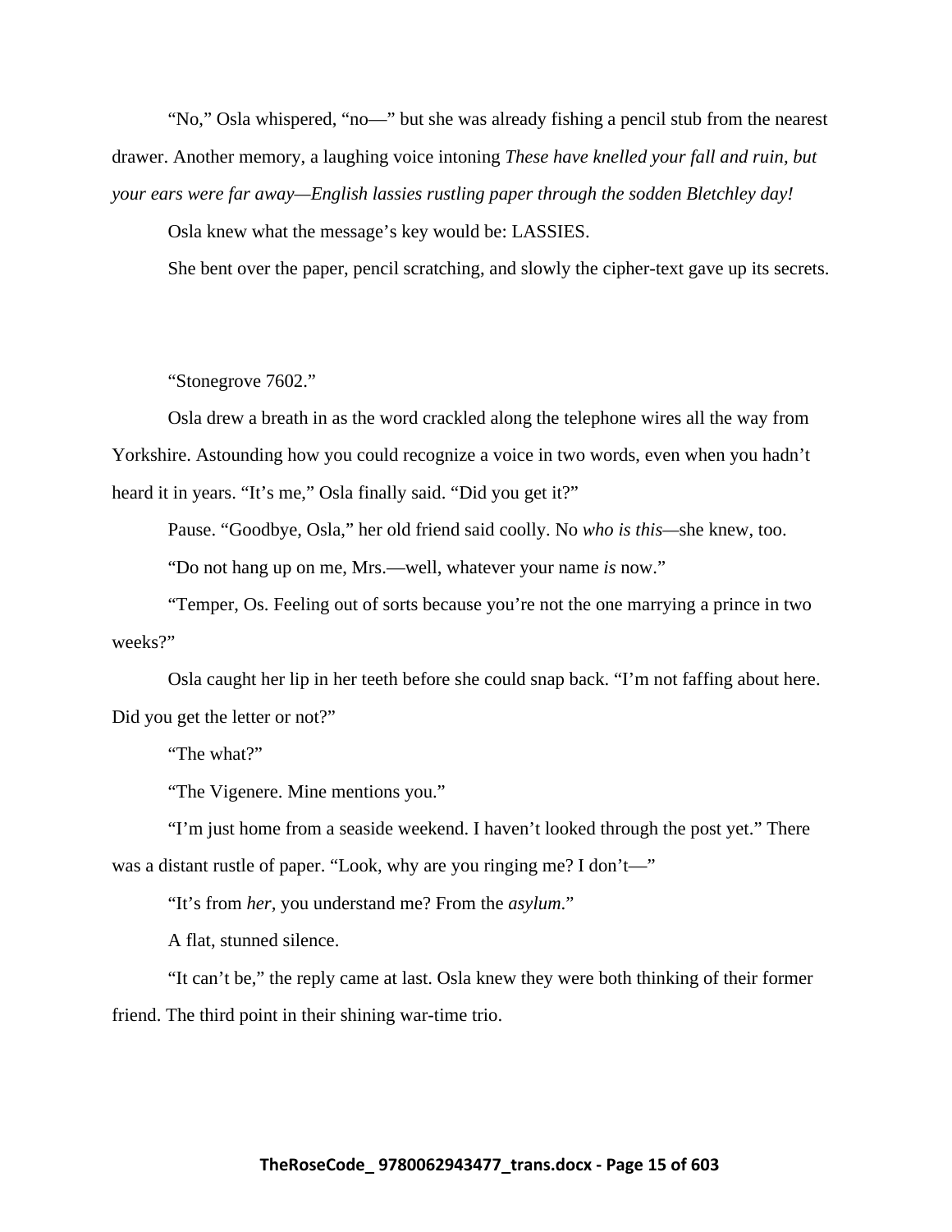"No," Osla whispered, "no—" but she was already fishing a pencil stub from the nearest drawer. Another memory, a laughing voice intoning *These have knelled your fall and ruin, but your ears were far away—English lassies rustling paper through the sodden Bletchley day!*

Osla knew what the message's key would be: LASSIES.

She bent over the paper, pencil scratching, and slowly the cipher-text gave up its secrets.

"Stonegrove 7602."

Osla drew a breath in as the word crackled along the telephone wires all the way from Yorkshire. Astounding how you could recognize a voice in two words, even when you hadn't heard it in years. "It's me," Osla finally said. "Did you get it?"

Pause. "Goodbye, Osla," her old friend said coolly. No *who is this*—she knew, too.

"Do not hang up on me, Mrs.—well, whatever your name *is* now."

"Temper, Os. Feeling out of sorts because you're not the one marrying a prince in two weeks?"

Osla caught her lip in her teeth before she could snap back. "I'm not faffing about here. Did you get the letter or not?"

"The what?"

"The Vigenere. Mine mentions you."

"I'm just home from a seaside weekend. I haven't looked through the post yet." There was a distant rustle of paper. "Look, why are you ringing me? I don't—"

"It's from *her*, you understand me? From the *asylum*."

A flat, stunned silence.

"It can't be," the reply came at last. Osla knew they were both thinking of their former friend. The third point in their shining war-time trio.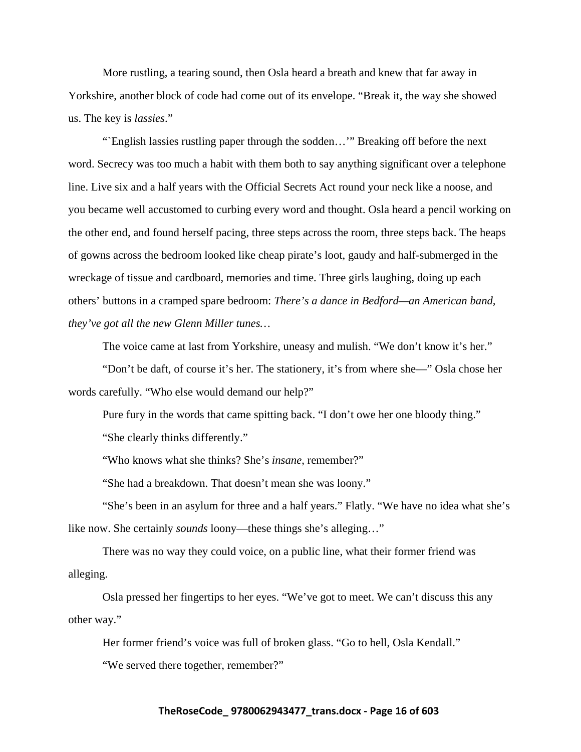More rustling, a tearing sound, then Osla heard a breath and knew that far away in Yorkshire, another block of code had come out of its envelope. "Break it, the way she showed us. The key is *lassies*."

"`English lassies rustling paper through the sodden…'" Breaking off before the next word. Secrecy was too much a habit with them both to say anything significant over a telephone line. Live six and a half years with the Official Secrets Act round your neck like a noose, and you became well accustomed to curbing every word and thought. Osla heard a pencil working on the other end, and found herself pacing, three steps across the room, three steps back. The heaps of gowns across the bedroom looked like cheap pirate's loot, gaudy and half-submerged in the wreckage of tissue and cardboard, memories and time. Three girls laughing, doing up each others' buttons in a cramped spare bedroom: *There's a dance in Bedford—an American band, they've got all the new Glenn Miller tunes…*

The voice came at last from Yorkshire, uneasy and mulish. "We don't know it's her."

"Don't be daft, of course it's her. The stationery, it's from where she—" Osla chose her words carefully. "Who else would demand our help?"

Pure fury in the words that came spitting back. "I don't owe her one bloody thing."

"She clearly thinks differently."

"Who knows what she thinks? She's *insane*, remember?"

"She had a breakdown. That doesn't mean she was loony."

"She's been in an asylum for three and a half years." Flatly. "We have no idea what she's like now. She certainly *sounds* loony—these things she's alleging…"

There was no way they could voice, on a public line, what their former friend was alleging.

Osla pressed her fingertips to her eyes. "We've got to meet. We can't discuss this any other way."

Her former friend's voice was full of broken glass. "Go to hell, Osla Kendall."

"We served there together, remember?"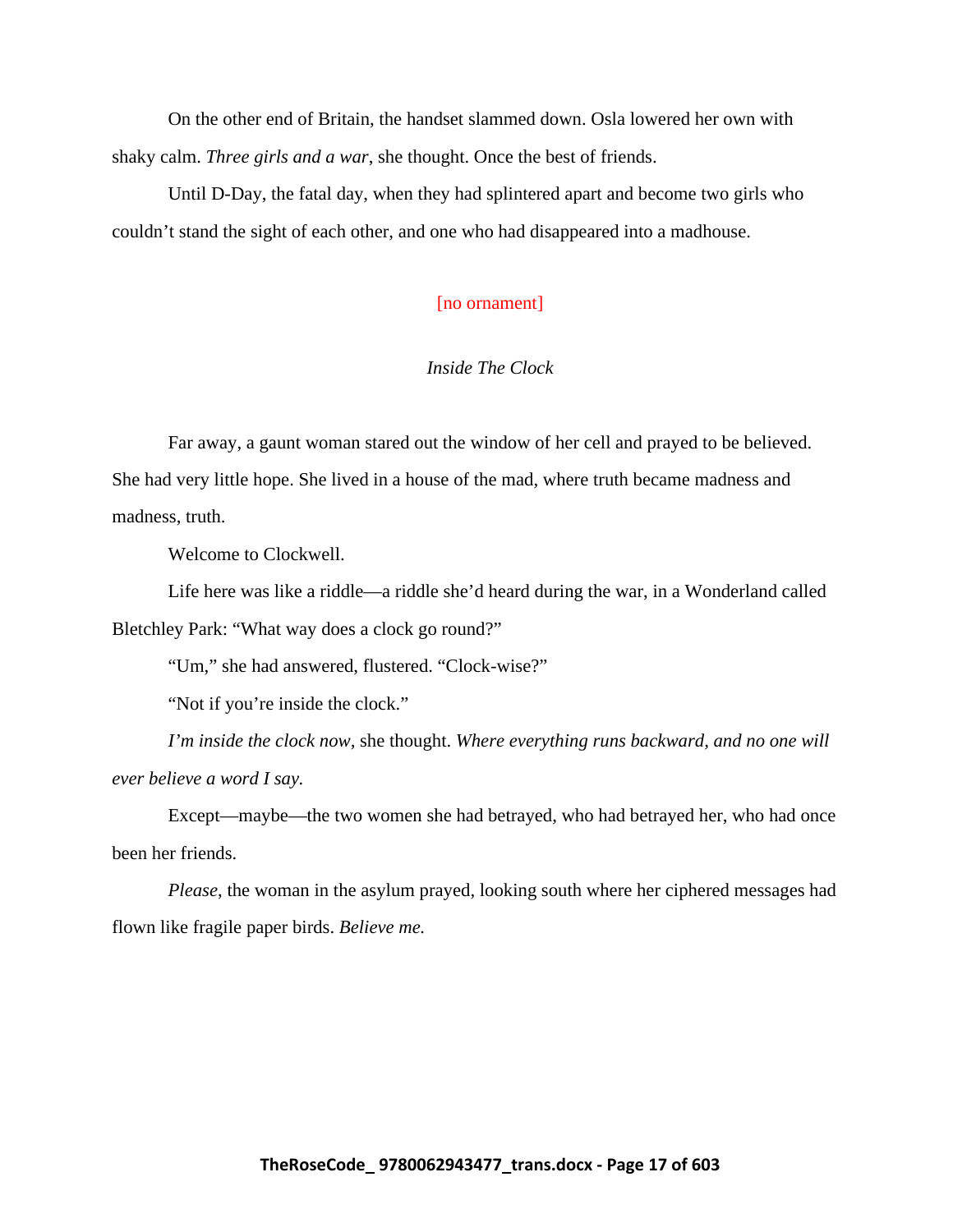On the other end of Britain, the handset slammed down. Osla lowered her own with shaky calm. *Three girls and a war*, she thought. Once the best of friends.

Until D-Day, the fatal day, when they had splintered apart and become two girls who couldn't stand the sight of each other, and one who had disappeared into a madhouse.

[no ornament]

*Inside The Clock*

Far away, a gaunt woman stared out the window of her cell and prayed to be believed. She had very little hope. She lived in a house of the mad, where truth became madness and madness, truth.

Welcome to Clockwell.

Life here was like a riddle—a riddle she'd heard during the war, in a Wonderland called Bletchley Park: "What way does a clock go round?"

"Um," she had answered, flustered. "Clock-wise?"

"Not if you're inside the clock."

*I'm inside the clock now,* she thought. *Where everything runs backward, and no one will ever believe a word I say.*

Except—maybe—the two women she had betrayed, who had betrayed her, who had once been her friends.

*Please*, the woman in the asylum prayed, looking south where her ciphered messages had flown like fragile paper birds. *Believe me.*